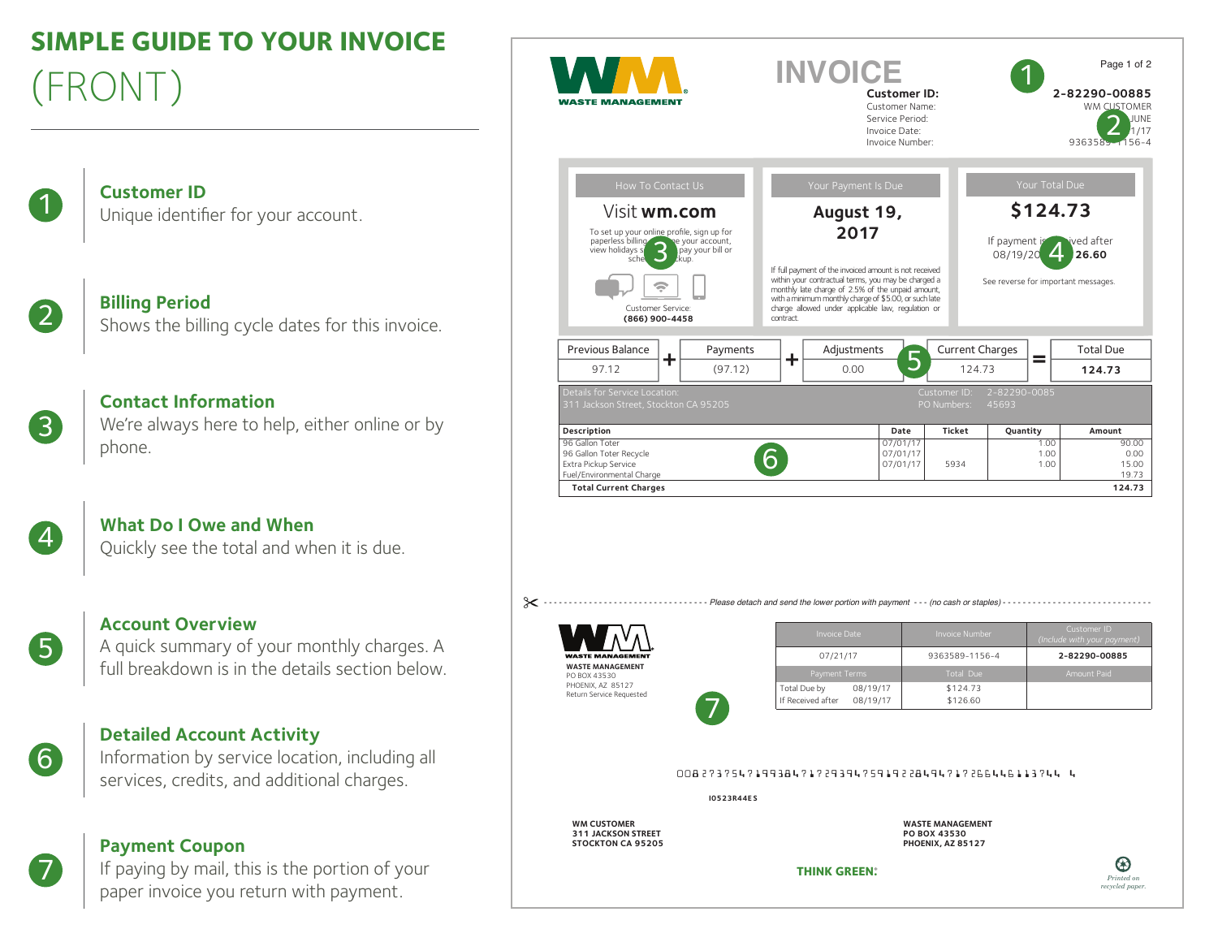# SIMPLE GUIDE TO YOUR INVOICE (FRONT)

1. **Customer ID**
   Unique identifier for your account.

2. **Billing Period**
   Shows the billing cycle dates for this invoice.

3. **Contact Information**
   We're always here to help, either online or by phone.

4. **What Do I Owe and When**
   Quickly see the total and when it is due.

5. **Account Overview**
   A quick summary of your monthly charges. A full breakdown is in the details section below.

6. **Detailed Account Activity**
   Information by service location, including all services, credits, and additional charges.

7. **Payment Coupon**
   If paying by mail, this is the portion of your paper invoice you return with payment.

---

**WASTE MANAGEMENT**

## INVOICE

Page 1 of 2

| | |
|---|---|
| **Customer ID:** | **2-82290-00885** |
| Customer Name: | WM CUSTOMER |
| Service Period: | JUNE |
| Invoice Date: | 1/17 |
| Invoice Number: | 9363589-1156-4 |

**How To Contact Us**

Visit **wm.com**

To set up your online profile, sign up for paperless billing, manage your account, view holidays schedules, pay your bill or schedule a pickup.

Customer Service:
**(866) 900-4458**

**Your Payment Is Due**

**August 19, 2017**

If full payment of the invoiced amount is not received within your contractual terms, you may be charged a monthly late charge of 2.5% of the unpaid amount, with a minimum monthly charge of $5.00, or such late charge allowed under applicable law, regulation or contract.

**Your Total Due**

**$124.73**

If payment is received after 08/19/2017: **$126.60**

See reverse for important messages.

| Previous Balance | + | Payments | + | Adjustments | + | Current Charges | = | Total Due |
|---|---|---|---|---|---|---|---|---|
| 97.12 | | (97.12) | | 0.00 | | 124.73 | | **124.73** |

Details for Service Location: 311 Jackson Street, Stockton CA 95205
Customer ID: 2-82290-0085
PO Numbers: 45693

| Description | Date | Ticket | Quantity | Amount |
|---|---|---|---|---|
| 96 Gallon Toter | 07/01/17 | | 1.00 | 90.00 |
| 96 Gallon Toter Recycle | 07/01/17 | | 1.00 | 0.00 |
| Extra Pickup Service | 07/01/17 | 5934 | 1.00 | 15.00 |
| Fuel/Environmental Charge | | | | 19.73 |
| **Total Current Charges** | | | | **124.73** |

*Please detach and send the lower portion with payment --- (no cash or staples)*

**WASTE MANAGEMENT**
PO BOX 43530
PHOENIX, AZ 85127
Return Service Requested

| Invoice Date | Invoice Number | Customer ID (Include with your payment) |
|---|---|---|
| 07/21/17 | 9363589-1156-4 | **2-82290-00885** |
| **Payment Terms** | **Total Due** | **Amount Paid** |
| Total Due by 08/19/17 | $124.73 | |
| If Received after 08/19/17 | $126.60 | |

0082737547199384717293947591922849471726644611374 4

I0523R44ES

**WM CUSTOMER**
**311 JACKSON STREET**
**STOCKTON CA 95205**

**WASTE MANAGEMENT**
**PO BOX 43530**
**PHOENIX, AZ 85127**

**THINK GREEN:**

*Printed on recycled paper.*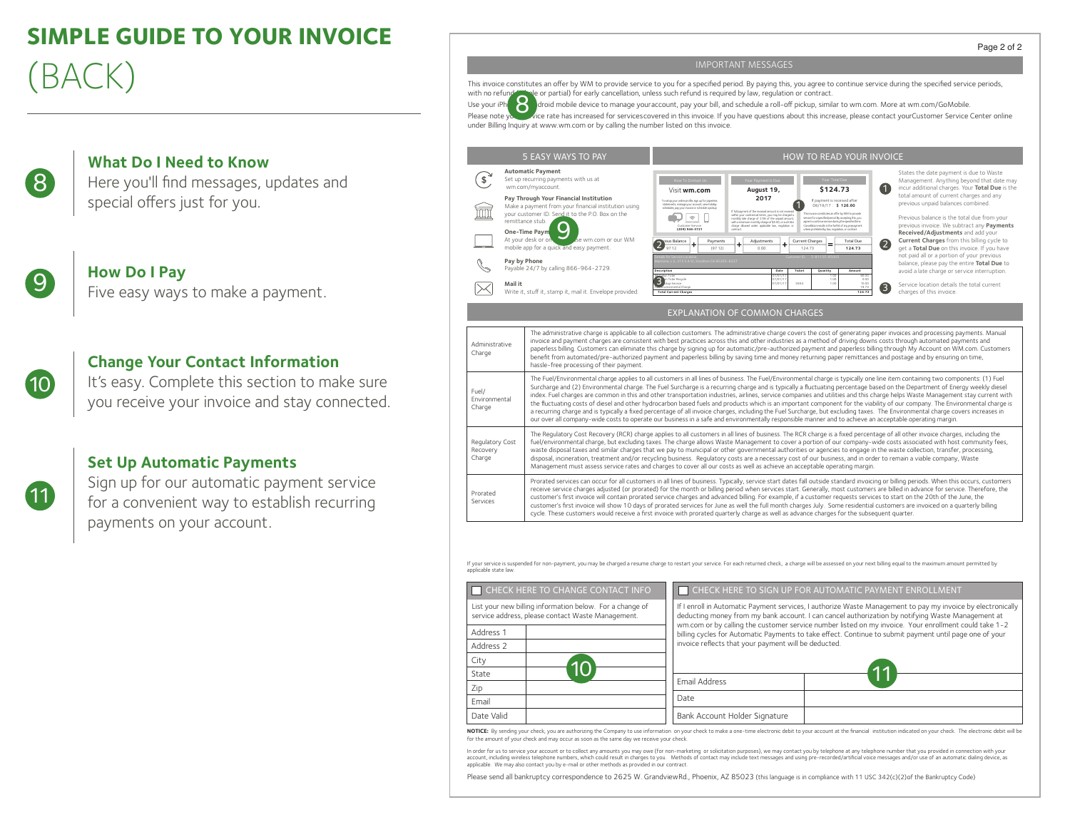# SIMPLE GUIDE TO YOUR INVOICE (BACK)

## 8 What Do I Need to Know

Here you'll find messages, updates and special offers just for you.

## 9 How Do I Pay

Five easy ways to make a payment.

## 10 Change Your Contact Information

It's easy. Complete this section to make sure you receive your invoice and stay connected.

## 11 Set Up Automatic Payments

Sign up for our automatic payment service for a convenient way to establish recurring payments on your account.

---

### IMPORTANT MESSAGES

This invoice constitutes an offer by WM to provide service to you for a specified period. By paying this, you agree to continue service during the specified service periods, with no refund (whole or partial) for early cancellation, unless such refund is required by law, regulation or contract.

Use your iPhone or Android mobile device to manage youraccount, pay your bill, and schedule a roll-off pickup, similar to wm.com. More at wm.com/GoMobile.

Please note your service rate has increased for servicescovered in this invoice. If you have questions about this increase, please contact yourCustomer Service Center online under Billing Inquiry at www.wm.com or by calling the number listed on this invoice.

### 5 EASY WAYS TO PAY

**Automatic Payment**
Set up recurring payments with us at wm.com/myaccount.

**Pay Through Your Financial Institution**
Make a payment from your financial institution using your customer ID. Send it to the P.O. Box on the remittance stub.

**One-Time Payment**
At your desk or on the go, use wm.com or our WM mobile app for a quick and easy payment.

**Pay by Phone**
Payable 24/7 by calling 866-964-2729.

**Mail it**
Write it, stuff it, stamp it, mail it. Envelope provided.

### HOW TO READ YOUR INVOICE

| How To Contact Us | Your Payment Is Due | Your Total Due |
|---|---|---|
| Visit **wm.com** | August 19, 2017 | $124.73 |
| Customer Service (208) 966-3721 | | If payment is received after 08/19/17: $126.60 |

| Previous Balance | | Payments | | Adjustments | | Current Charges | | Total Due |
|---|---|---|---|---|---|---|---|---|
| 97.12 | + | (97.12) | + | 0.00 | + | 124.73 | = | 124.73 |

1. States the date payment is due to Waste Management. Anything beyond that date may incur additional charges. Your **Total Due** is the total amount of current charges and any previous unpaid balances combined.
2. Previous balance is the total due from your previous invoice. We subtract any **Payments Received/Adjustments** and add your **Current Charges** from this billing cycle to get a **Total Due** on this invoice. If you have not paid all or a portion of your previous balance, please pay the entire **Total Due** to avoid a late charge or service interruption.
3. Service location details the total current charges of this invoice.

### EXPLANATION OF COMMON CHARGES

| | |
|---|---|
| Administrative Charge | The administrative charge is applicable to all collection customers. The administrative charge covers the cost of generating paper invoices and processing payments. Manual invoice and payment charges are consistent with best practices across this and other industries as a method of driving downs costs through automated payments and paperless billing. Customers can eliminate this charge by signing up for automatic/pre-authorized payment and paperless billing through My Account on WM.com. Customers benefit from automated/pre-authorized payment and paperless billing by saving time and money returning paper remittances and postage and by ensuring on time, hassle-free processing of their payment. |
| Fuel/ Environmental Charge | The Fuel/Environmental charge applies to all customers in all lines of business. The Fuel/Environmental charge is typically one line item containing two components: (1) Fuel Surcharge and (2) Environmental charge. The Fuel Surcharge is a recurring charge and is typically a fluctuating percentage based on the Department of Energy weekly diesel index. Fuel charges are common in this and other transportation industries, airlines, service companies and utilities and this charge helps Waste Management stay current with the fluctuating costs of diesel and other hydrocarbon based fuels and products which is an important component for the viability of our company. The Environmental charge is a recurring charge and is typically a fixed percentage of all invoice charges, including the Fuel Surcharge, but excluding taxes. The Environmental charge covers increases in our over all company-wide costs to operate our business in a safe and environmentally responsible manner and to achieve an acceptable operating margin. |
| Regulatory Cost Recovery Charge | The Regulatory Cost Recovery (RCR) charge applies to all customers in all lines of business. The RCR charge is a fixed percentage of all other invoice charges, including the fuel/environmental charge, but excluding taxes. The charge allows Waste Management to cover a portion of our company-wide costs associated with host community fees, waste disposal taxes and similar charges that we pay to municipal or other governmental authorities or agencies to engage in the waste collection, transfer, processing, disposal, incineration, treatment and/or recycling business. Regulatory costs are a necessary cost of our business, and in order to remain a viable company, Waste Management must assess service rates and charges to cover all our costs as well as achieve an acceptable operating margin. |
| Prorated Services | Prorated services can occur for all customers in all lines of business. Typically, service start dates fall outside standard invoicing or billing periods. When this occurs, customers receive service charges adjusted (or prorated) for the month or billing period when services start. Generally, most customers are billed in advance for service. Therefore, the customer's first invoice will contain prorated service charges and advanced billing. For example, if a customer requests services to start on the 20th of the June, the customer's first invoice will show 10 days of prorated services for June as well the full month charges July. Some residential customers are invoiced on a quarterly billing cycle. These customers would receive a first invoice with prorated quarterly charge as well as advance charges for the subsequent quarter. |

If your service is suspended for non-payment, you may be charged a resume charge to restart your service. For each returned check, a charge will be assessed on your next billing equal to the maximum amount permitted by applicable state law.

☐ CHECK HERE TO CHANGE CONTACT INFO

List your new billing information below. For a change of service address, please contact Waste Management.

| | |
|---|---|
| Address 1 | |
| Address 2 | |
| City | |
| State | |
| Zip | |
| Email | |
| Date Valid | |

☐ CHECK HERE TO SIGN UP FOR AUTOMATIC PAYMENT ENROLLMENT

If I enroll in Automatic Payment services, I authorize Waste Management to pay my invoice by electronically deducting money from my bank account. I can cancel authorization by notifying Waste Management at wm.com or by calling the customer service number listed on my invoice. Your enrollment could take 1-2 billing cycles for Automatic Payments to take effect. Continue to submit payment until page one of your invoice reflects that your payment will be deducted.

| | |
|---|---|
| Email Address | |
| Date | |
| Bank Account Holder Signature | |

**NOTICE:** By sending your check, you are authorizing the Company to use information on your check to make a one-time electronic debit to your account at the financial institution indicated on your check. The electronic debit will be for the amount of your check and may occur as soon as the same day we receive your check.

In order for us to service your account or to collect any amounts you may owe (for non-marketing or solicitation purposes), we may contact you by telephone at any telephone number that you provided in connection with your account, including wireless telephone numbers, which could result in charges to you. Methods of contact may include text messages and using pre-recorded/artificial voice messages and/or use of an automatic dialing device, as applicable. We may also contact you by e-mail or other methods as provided in our contract.

Please send all bankruptcy correspondence to 2625 W. GrandviewRd., Phoenix, AZ 85023 (this language is in compliance with 11 USC 342(c)(2)of the Bankruptcy Code)